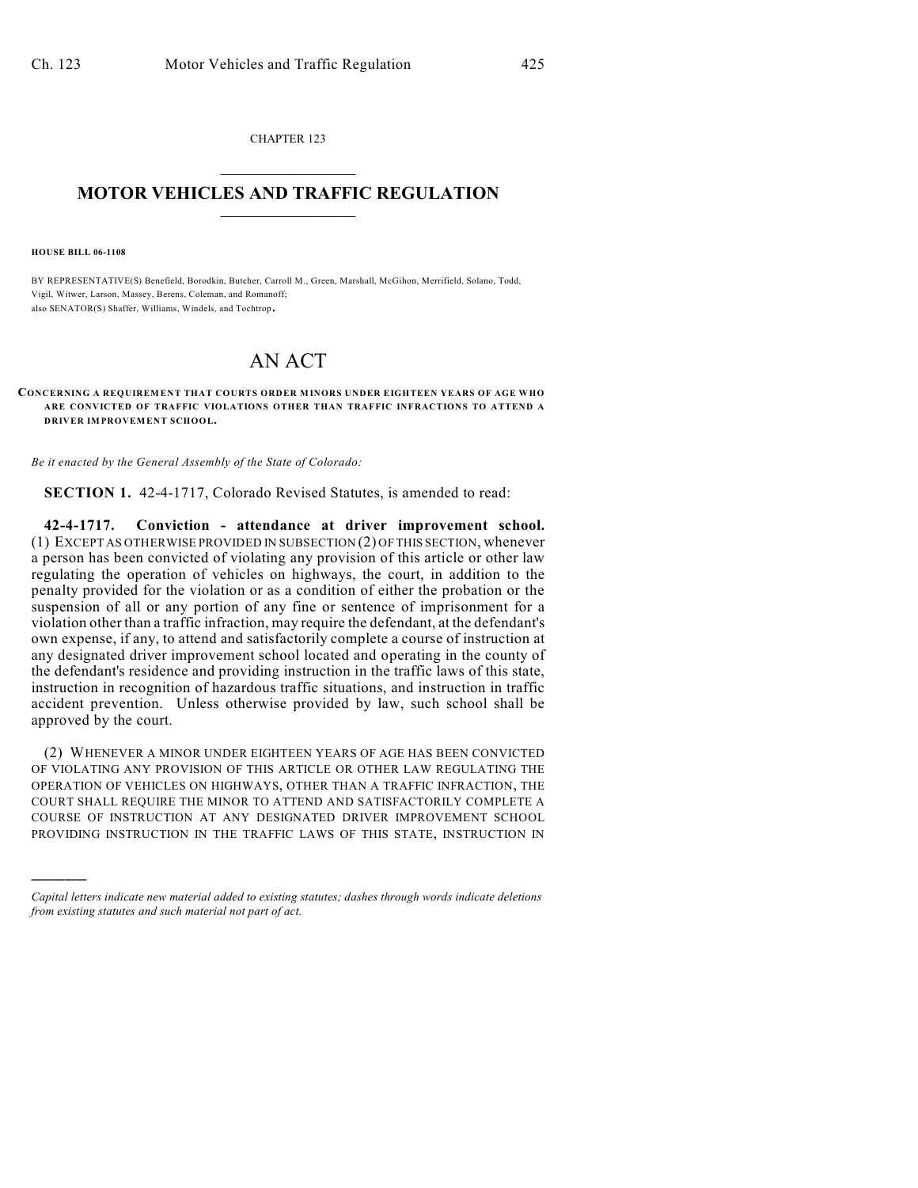CHAPTER 123

# MOTOR VEHICLES AND TRAFFIC REGULATION

**HOUSE BILL 06-1108**

BY REPRESENTATIVE(S) Benefield, Borodkin, Butcher, Carroll M., Green, Marshall, McGihon, Merrifield, Solano, Todd, Vigil, Witwer, Larson, Massey, Berens, Coleman, and Romanoff;
also SENATOR(S) Shaffer, Williams, Windels, and Tochtrop.

# AN ACT

**CONCERNING A REQUIREMENT THAT COURTS ORDER MINORS UNDER EIGHTEEN YEARS OF AGE WHO ARE CONVICTED OF TRAFFIC VIOLATIONS OTHER THAN TRAFFIC INFRACTIONS TO ATTEND A DRIVER IMPROVEMENT SCHOOL.**

*Be it enacted by the General Assembly of the State of Colorado:*

**SECTION 1.** 42-4-1717, Colorado Revised Statutes, is amended to read:

**42-4-1717. Conviction - attendance at driver improvement school.** (1) EXCEPT AS OTHERWISE PROVIDED IN SUBSECTION (2) OF THIS SECTION, whenever a person has been convicted of violating any provision of this article or other law regulating the operation of vehicles on highways, the court, in addition to the penalty provided for the violation or as a condition of either the probation or the suspension of all or any portion of any fine or sentence of imprisonment for a violation other than a traffic infraction, may require the defendant, at the defendant's own expense, if any, to attend and satisfactorily complete a course of instruction at any designated driver improvement school located and operating in the county of the defendant's residence and providing instruction in the traffic laws of this state, instruction in recognition of hazardous traffic situations, and instruction in traffic accident prevention. Unless otherwise provided by law, such school shall be approved by the court.

(2) WHENEVER A MINOR UNDER EIGHTEEN YEARS OF AGE HAS BEEN CONVICTED OF VIOLATING ANY PROVISION OF THIS ARTICLE OR OTHER LAW REGULATING THE OPERATION OF VEHICLES ON HIGHWAYS, OTHER THAN A TRAFFIC INFRACTION, THE COURT SHALL REQUIRE THE MINOR TO ATTEND AND SATISFACTORILY COMPLETE A COURSE OF INSTRUCTION AT ANY DESIGNATED DRIVER IMPROVEMENT SCHOOL PROVIDING INSTRUCTION IN THE TRAFFIC LAWS OF THIS STATE, INSTRUCTION IN

---

*Capital letters indicate new material added to existing statutes; dashes through words indicate deletions from existing statutes and such material not part of act.*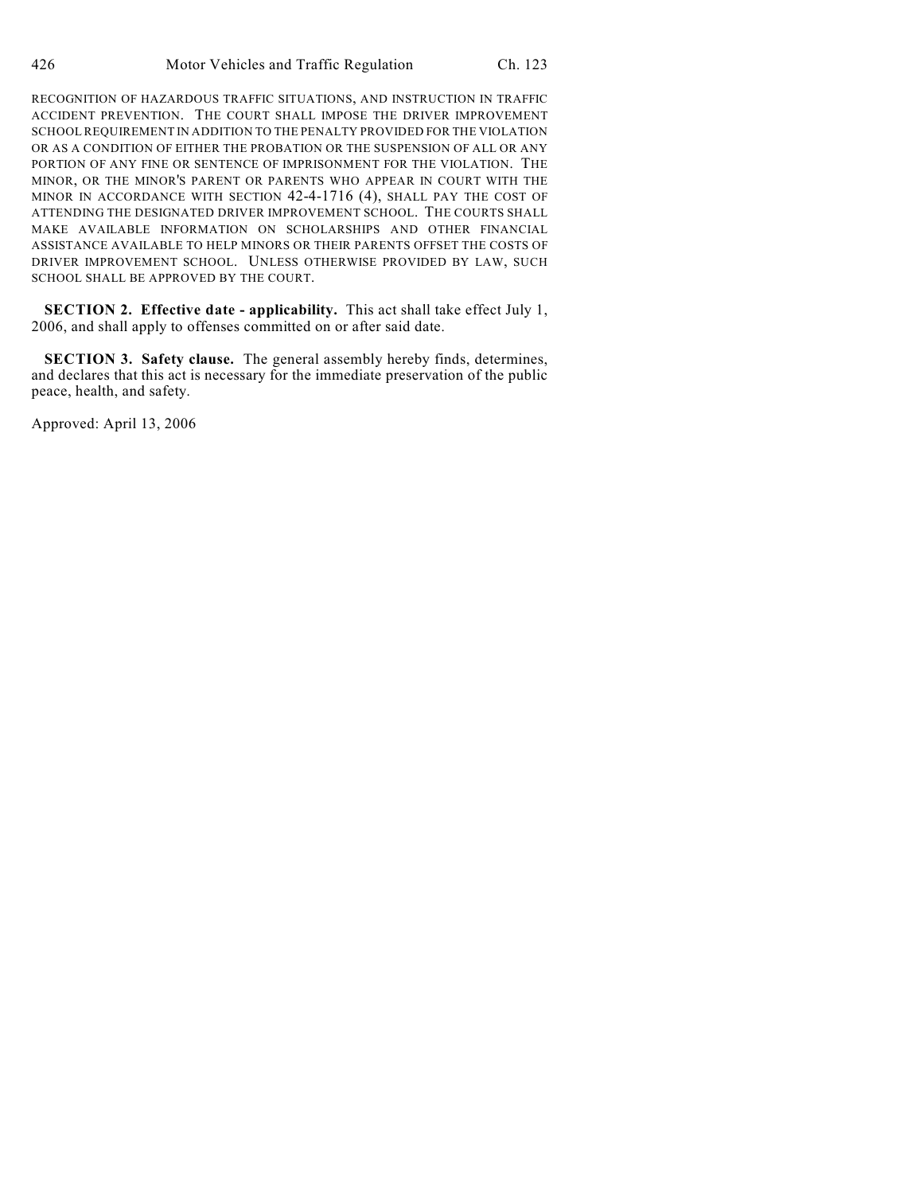RECOGNITION OF HAZARDOUS TRAFFIC SITUATIONS, AND INSTRUCTION IN TRAFFIC ACCIDENT PREVENTION. THE COURT SHALL IMPOSE THE DRIVER IMPROVEMENT SCHOOL REQUIREMENT IN ADDITION TO THE PENALTY PROVIDED FOR THE VIOLATION OR AS A CONDITION OF EITHER THE PROBATION OR THE SUSPENSION OF ALL OR ANY PORTION OF ANY FINE OR SENTENCE OF IMPRISONMENT FOR THE VIOLATION. THE MINOR, OR THE MINOR'S PARENT OR PARENTS WHO APPEAR IN COURT WITH THE MINOR IN ACCORDANCE WITH SECTION 42-4-1716 (4), SHALL PAY THE COST OF ATTENDING THE DESIGNATED DRIVER IMPROVEMENT SCHOOL. THE COURTS SHALL MAKE AVAILABLE INFORMATION ON SCHOLARSHIPS AND OTHER FINANCIAL ASSISTANCE AVAILABLE TO HELP MINORS OR THEIR PARENTS OFFSET THE COSTS OF DRIVER IMPROVEMENT SCHOOL. UNLESS OTHERWISE PROVIDED BY LAW, SUCH SCHOOL SHALL BE APPROVED BY THE COURT.

**SECTION 2. Effective date - applicability.** This act shall take effect July 1, 2006, and shall apply to offenses committed on or after said date.

**SECTION 3. Safety clause.** The general assembly hereby finds, determines, and declares that this act is necessary for the immediate preservation of the public peace, health, and safety.

Approved: April 13, 2006